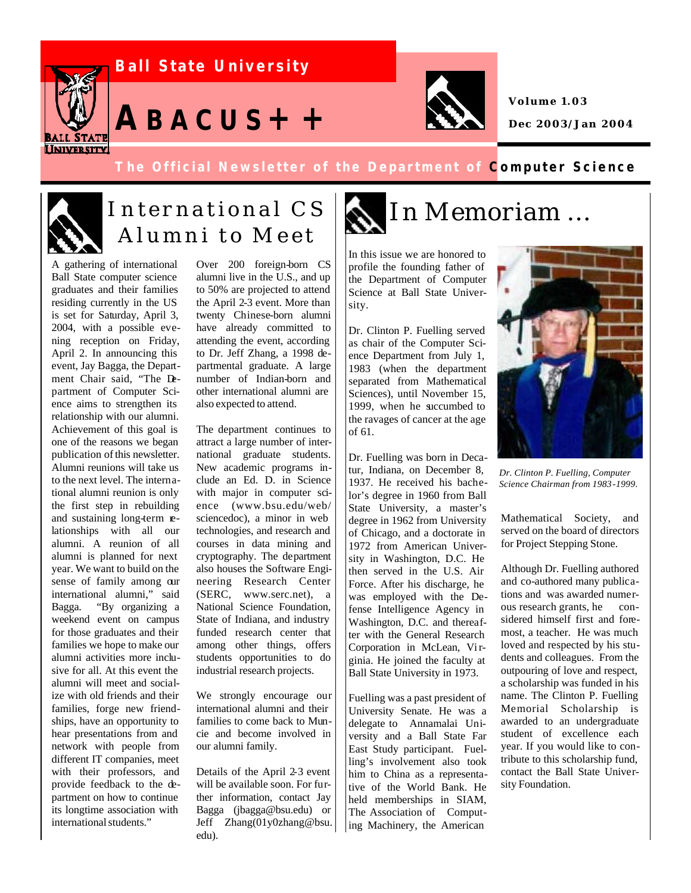# Ball State University

# ABACUS++

**Volume 1.03**

**Dec 2003/Jan 2004**

**The Official Newsletter of the Department of Computer Science**

## International CS Alumni to Meet

A gathering of international Ball State computer science graduates and their families residing currently in the US is set for Saturday, April 3, 2004, with a possible evening reception on Friday, April 2. In announcing this event, Jay Bagga, the Department Chair said, "The Department of Computer Science aims to strengthen its relationship with our alumni. Achievement of this goal is one of the reasons we began publication of this newsletter. Alumni reunions will take us to the next level. The international alumni reunion is only the first step in rebuilding and sustaining long-term relationships with all our alumni. A reunion of all alumni is planned for next year. We want to build on the sense of family among our international alumni," said Bagga. "By organizing a weekend event on campus for those graduates and their families we hope to make our alumni activities more inclusive for all. At this event the alumni will meet and socialize with old friends and their families, forge new friendships, have an opportunity to hear presentations from and network with people from different IT companies, meet with their professors, and provide feedback to the department on how to continue its longtime association with international students."

Over 200 foreign-born CS alumni live in the U.S., and up to 50% are projected to attend the April 2-3 event. More than twenty Chinese-born alumni have already committed to attending the event, according to Dr. Jeff Zhang, a 1998 departmental graduate. A large number of Indian-born and other international alumni are also expected to attend.

The department continues to attract a large number of international graduate students. New academic programs include an Ed. D. in Science with major in computer science (www.bsu.edu/web/sciencedoc), a minor in web technologies, and research and courses in data mining and cryptography. The department also houses the Software Engineering Research Center (SERC, www.serc.net), a National Science Foundation, State of Indiana, and industry funded research center that among other things, offers students opportunities to do industrial research projects.

We strongly encourage our international alumni and their families to come back to Muncie and become involved in our alumni family.

Details of the April 2-3 event will be available soon. For further information, contact Jay Bagga (jbagga@bsu.edu) or Jeff Zhang(01y0zhang@bsu.edu).

## In Memoriam ...

In this issue we are honored to profile the founding father of the Department of Computer Science at Ball State University.

Dr. Clinton P. Fuelling served as chair of the Computer Science Department from July 1, 1983 (when the department separated from Mathematical Sciences), until November 15, 1999, when he succumbed to the ravages of cancer at the age of 61.

Dr. Fuelling was born in Decatur, Indiana, on December 8, 1937. He received his bachelor's degree in 1960 from Ball State University, a master's degree in 1962 from University of Chicago, and a doctorate in 1972 from American University in Washington, D.C. He then served in the U.S. Air Force. After his discharge, he was employed with the Defense Intelligence Agency in Washington, D.C. and thereafter with the General Research Corporation in McLean, Virginia. He joined the faculty at Ball State University in 1973.

Fuelling was a past president of University Senate. He was a delegate to Annamalai University and a Ball State Far East Study participant. Fuelling's involvement also took him to China as a representative of the World Bank. He held memberships in SIAM, The Association of Computing Machinery, the American Mathematical Society, and served on the board of directors for Project Stepping Stone.

*Dr. Clinton P. Fuelling, Computer Science Chairman from 1983-1999.*

Although Dr. Fuelling authored and co-authored many publications and was awarded numerous research grants, he considered himself first and foremost, a teacher. He was much loved and respected by his students and colleagues. From the outpouring of love and respect, a scholarship was funded in his name. The Clinton P. Fuelling Memorial Scholarship is awarded to an undergraduate student of excellence each year. If you would like to contribute to this scholarship fund, contact the Ball State University Foundation.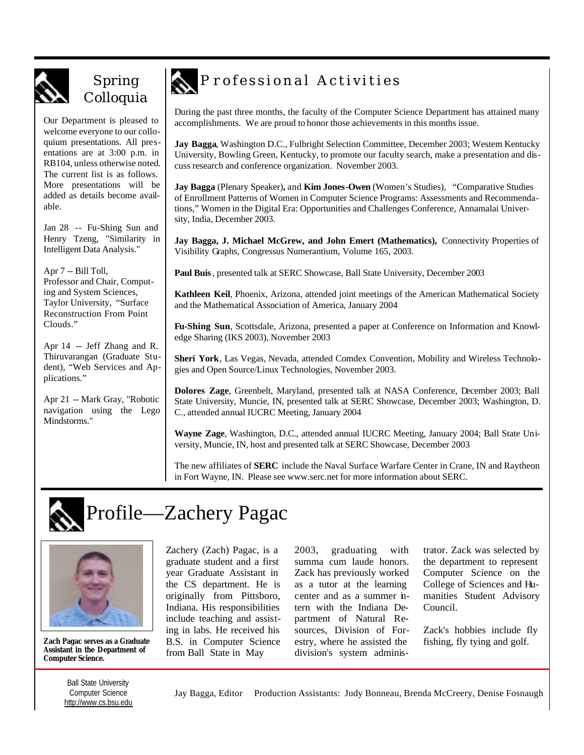## Spring Colloquia

Our Department is pleased to welcome everyone to our colloquium presentations. All presentations are at 3:00 p.m. in RB104, unless otherwise noted. The current list is as follows. More presentations will be added as details become available.

Jan 28 -- Fu-Shing Sun and Henry Tzeng, "Similarity in Intelligent Data Analysis."

Apr 7 -- Bill Toll, Professor and Chair, Computing and System Sciences, Taylor University, "Surface Reconstruction From Point Clouds."

Apr 14 -- Jeff Zhang and R. Thiruvarangan (Graduate Student), "Web Services and Applications."

Apr 21 -- Mark Gray, "Robotic navigation using the Lego Mindstorms."

## Professional Activities

During the past three months, the faculty of the Computer Science Department has attained many accomplishments. We are proud to honor those achievements in this months issue.

**Jay Bagga**, Washington D.C., Fulbright Selection Committee, December 2003; Western Kentucky University, Bowling Green, Kentucky, to promote our faculty search, make a presentation and discuss research and conference organization. November 2003.

**Jay Bagga** (Plenary Speaker)**,** and **Kim Jones-Owen** (Women's Studies), "Comparative Studies of Enrollment Patterns of Women in Computer Science Programs: Assessments and Recommendations," Women in the Digital Era: Opportunities and Challenges Conference, Annamalai University, India, December 2003.

**Jay Bagga, J. Michael McGrew, and John Emert (Mathematics),** Connectivity Properties of Visibility Graphs, Congressus Numerantium, Volume 165, 2003.

**Paul Buis**, presented talk at SERC Showcase, Ball State University, December 2003

**Kathleen Keil**, Phoenix, Arizona, attended joint meetings of the American Mathematical Society and the Mathematical Association of America, January 2004

**Fu-Shing Sun**, Scottsdale, Arizona, presented a paper at Conference on Information and Knowledge Sharing (IKS 2003), November 2003

**Sheri York**, Las Vegas, Nevada, attended Comdex Convention, Mobility and Wireless Technologies and Open Source/Linux Technologies, November 2003.

**Dolores Zage**, Greenbelt, Maryland, presented talk at NASA Conference, December 2003; Ball State University, Muncie, IN, presented talk at SERC Showcase, December 2003; Washington, D. C., attended annual IUCRC Meeting, January 2004

**Wayne Zage**, Washington, D.C., attended annual IUCRC Meeting, January 2004; Ball State University, Muncie, IN, host and presented talk at SERC Showcase, December 2003

The new affiliates of **SERC** include the Naval Surface Warfare Center in Crane, IN and Raytheon in Fort Wayne, IN. Please see www.serc.net for more information about SERC.

## Profile—Zachery Pagac

**Zach Pagac serves as a Graduate Assistant in the Department of Computer Science.**

Zachery (Zach) Pagac, is a graduate student and a first year Graduate Assistant in the CS department. He is originally from Pittsboro, Indiana. His responsibilities include teaching and assisting in labs. He received his B.S. in Computer Science from Ball State in May 2003, graduating with summa cum laude honors. Zack has previously worked as a tutor at the learning center and as a summer intern with the Indiana Department of Natural Resources, Division of Forestry, where he assisted the division's system administrator. Zack was selected by the department to represent Computer Science on the College of Sciences and Humanities Student Advisory Council.

Zack's hobbies include fly fishing, fly tying and golf.

Ball State University
Computer Science
http://www.cs.bsu.edu

Jay Bagga, Editor Production Assistants: Judy Bonneau, Brenda McCreery, Denise Fosnaugh